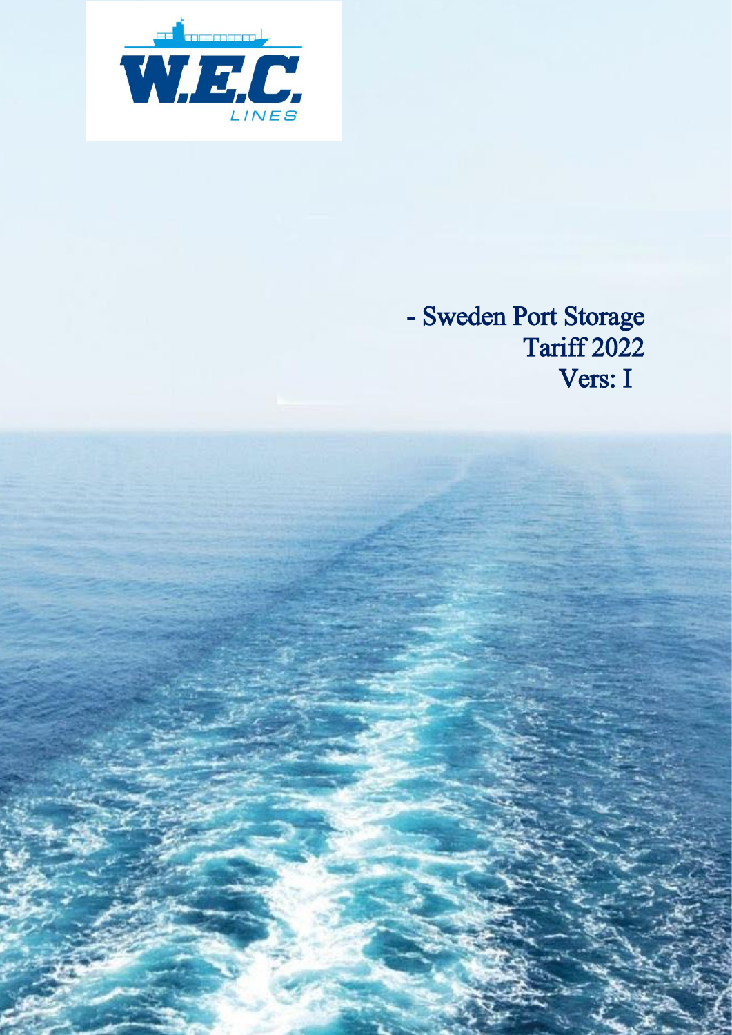# - Sweden Port Storage Tariff 2022

Vers: I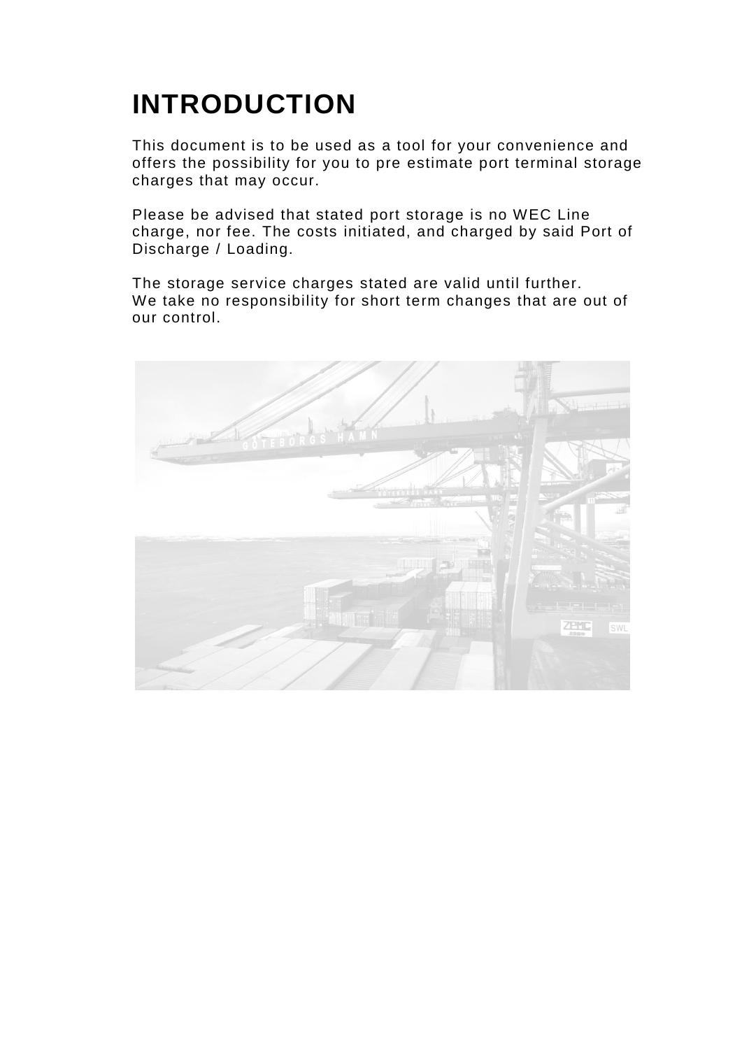# INTRODUCTION

This document is to be used as a tool for your convenience and offers the possibility for you to pre estimate port terminal storage charges that may occur.

Please be advised that stated port storage is no WEC Line charge, nor fee. The costs initiated, and charged by said Port of Discharge / Loading.

The storage service charges stated are valid until further.
We take no responsibility for short term changes that are out of our control.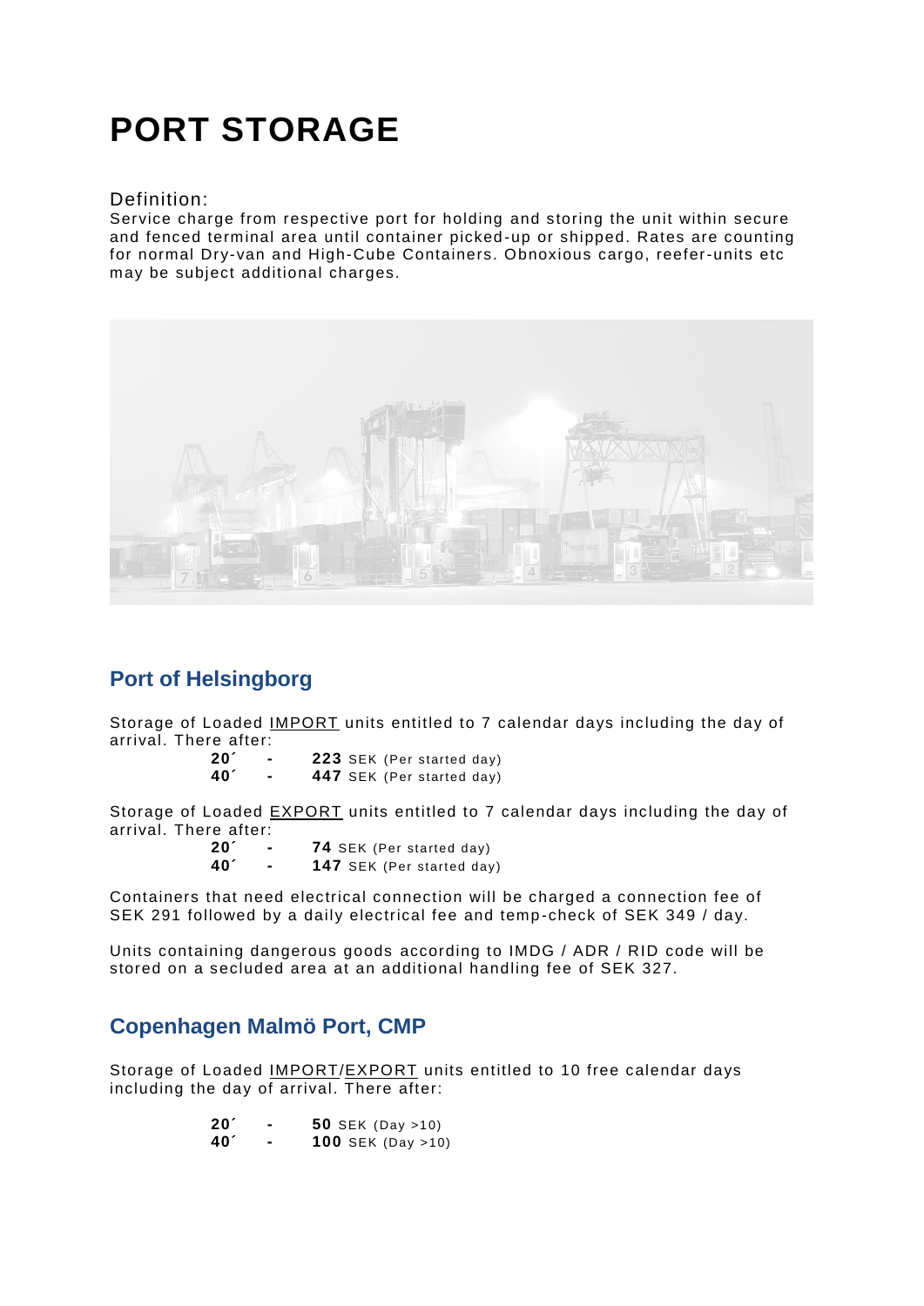# PORT STORAGE

Definition:
Service charge from respective port for holding and storing the unit within secure and fenced terminal area until container picked-up or shipped. Rates are counting for normal Dry-van and High-Cube Containers. Obnoxious cargo, reefer-units etc may be subject additional charges.

## Port of Helsingborg

Storage of Loaded IMPORT units entitled to 7 calendar days including the day of arrival. There after:

**20´** - **223** SEK (Per started day)
**40´** - **447** SEK (Per started day)

Storage of Loaded EXPORT units entitled to 7 calendar days including the day of arrival. There after:

**20´** - **74** SEK (Per started day)
**40´** - **147** SEK (Per started day)

Containers that need electrical connection will be charged a connection fee of SEK 291 followed by a daily electrical fee and temp-check of SEK 349 / day.

Units containing dangerous goods according to IMDG / ADR / RID code will be stored on a secluded area at an additional handling fee of SEK 327.

## Copenhagen Malmö Port, CMP

Storage of Loaded IMPORT/EXPORT units entitled to 10 free calendar days including the day of arrival. There after:

**20´** - **50** SEK (Day >10)
**40´** - **100** SEK (Day >10)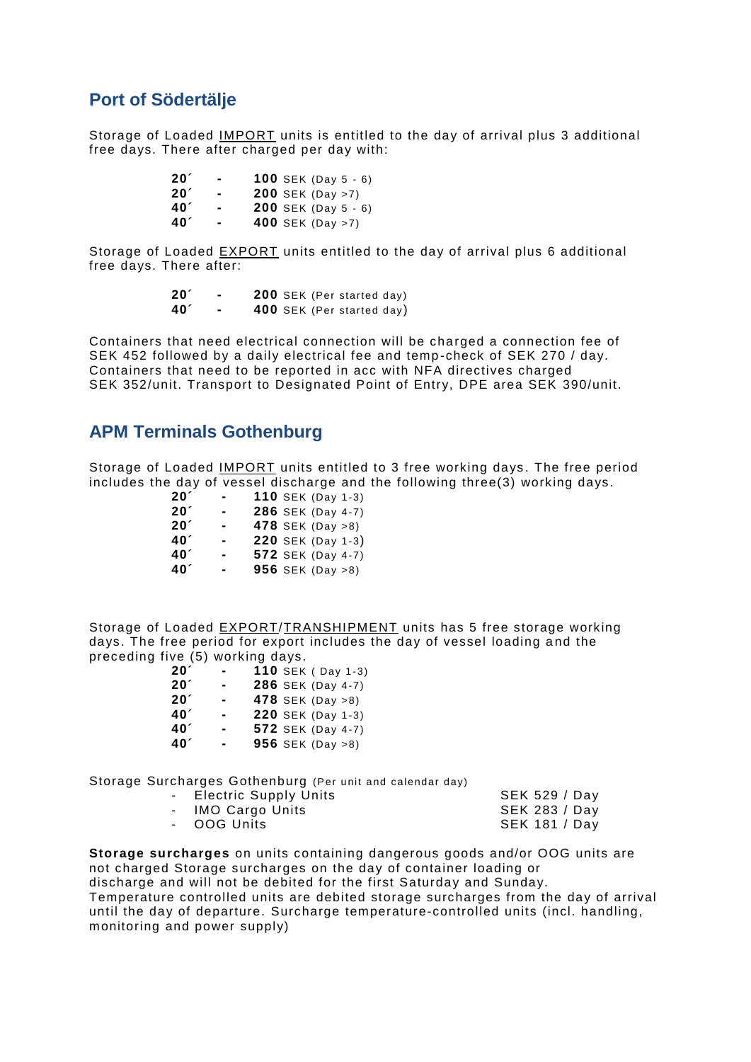## Port of Södertälje

Storage of Loaded <u>IMPORT</u> units is entitled to the day of arrival plus 3 additional free days. There after charged per day with:

| | | |
|---|---|---|
| **20´** | - | **100** SEK (Day 5 - 6) |
| **20´** | - | **200** SEK (Day >7) |
| **40´** | - | **200** SEK (Day 5 - 6) |
| **40´** | - | **400** SEK (Day >7) |

Storage of Loaded <u>EXPORT</u> units entitled to the day of arrival plus 6 additional free days. There after:

| | | |
|---|---|---|
| **20´** | - | **200** SEK (Per started day) |
| **40´** | - | **400** SEK (Per started day) |

Containers that need electrical connection will be charged a connection fee of SEK 452 followed by a daily electrical fee and temp-check of SEK 270 / day. Containers that need to be reported in acc with NFA directives charged SEK 352/unit. Transport to Designated Point of Entry, DPE area SEK 390/unit.

## APM Terminals Gothenburg

Storage of Loaded <u>IMPORT</u> units entitled to 3 free working days. The free period includes the day of vessel discharge and the following three(3) working days.

| | | |
|---|---|---|
| **20´** | - | **110** SEK (Day 1-3) |
| **20´** | - | **286** SEK (Day 4-7) |
| **20´** | - | **478** SEK (Day >8) |
| **40´** | - | **220** SEK (Day 1-3) |
| **40´** | - | **572** SEK (Day 4-7) |
| **40´** | - | **956** SEK (Day >8) |

Storage of Loaded <u>EXPORT</u>/<u>TRANSHIPMENT</u> units has 5 free storage working days. The free period for export includes the day of vessel loading and the preceding five (5) working days.

| | | |
|---|---|---|
| **20´** | - | **110** SEK ( Day 1-3) |
| **20´** | - | **286** SEK (Day 4-7) |
| **20´** | - | **478** SEK (Day >8) |
| **40´** | - | **220** SEK (Day 1-3) |
| **40´** | - | **572** SEK (Day 4-7) |
| **40´** | - | **956** SEK (Day >8) |

Storage Surcharges Gothenburg (Per unit and calendar day)

| | |
|---|---|
| - Electric Supply Units | SEK 529 / Day |
| - IMO Cargo Units | SEK 283 / Day |
| - OOG Units | SEK 181 / Day |

**Storage surcharges** on units containing dangerous goods and/or OOG units are not charged Storage surcharges on the day of container loading or discharge and will not be debited for the first Saturday and Sunday. Temperature controlled units are debited storage surcharges from the day of arrival until the day of departure. Surcharge temperature-controlled units (incl. handling, monitoring and power supply)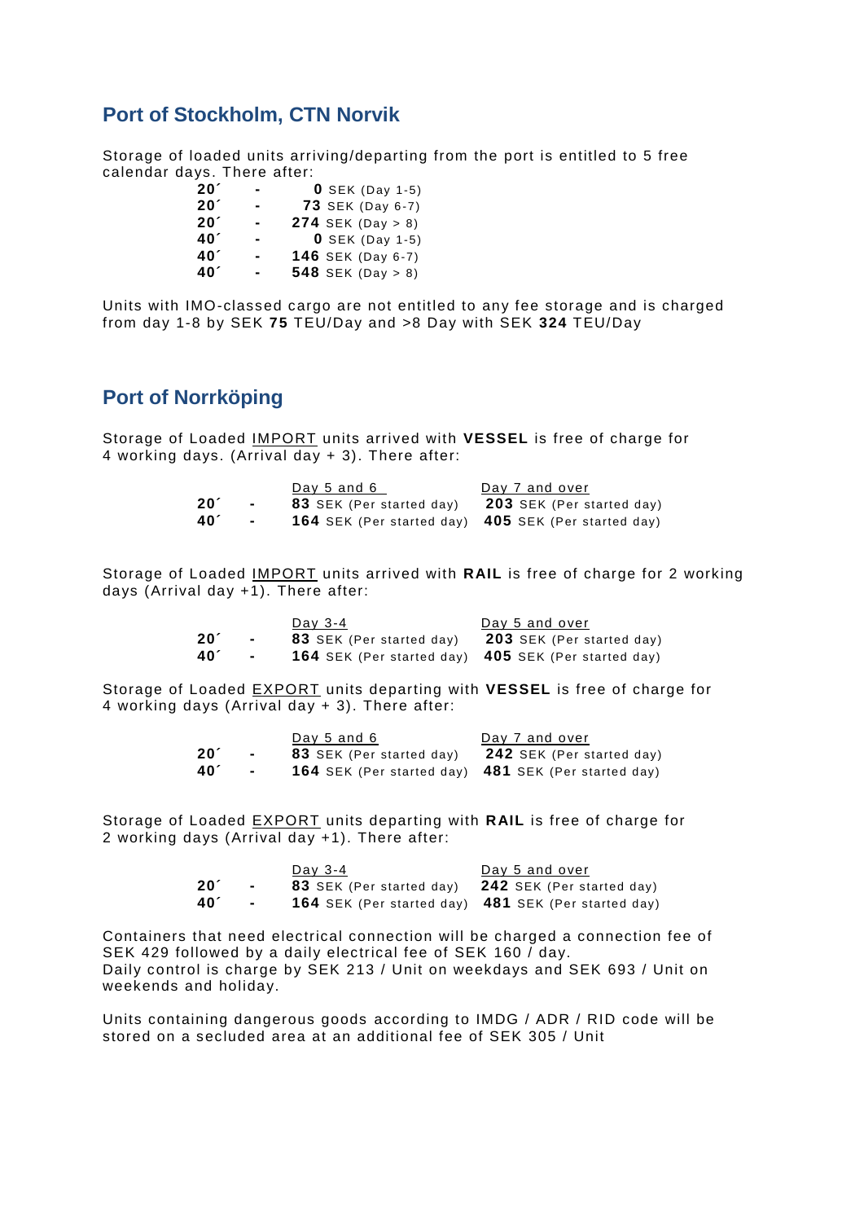## Port of Stockholm, CTN Norvik

Storage of loaded units arriving/departing from the port is entitled to 5 free calendar days. There after:

| | | |
|---|---|---|
| **20´** | - | **0** SEK (Day 1-5) |
| **20´** | - | **73** SEK (Day 6-7) |
| **20´** | - | **274** SEK (Day > 8) |
| **40´** | - | **0** SEK (Day 1-5) |
| **40´** | - | **146** SEK (Day 6-7) |
| **40´** | - | **548** SEK (Day > 8) |

Units with IMO-classed cargo are not entitled to any fee storage and is charged from day 1-8 by SEK **75** TEU/Day and >8 Day with SEK **324** TEU/Day

## Port of Norrköping

Storage of Loaded IMPORT units arrived with **VESSEL** is free of charge for 4 working days. (Arrival day + 3). There after:

| | | Day 5 and 6 | Day 7 and over |
|---|---|---|---|
| **20´** | - | **83** SEK (Per started day) | **203** SEK (Per started day) |
| **40´** | - | **164** SEK (Per started day) | **405** SEK (Per started day) |

Storage of Loaded IMPORT units arrived with **RAIL** is free of charge for 2 working days (Arrival day +1). There after:

| | | Day 3-4 | Day 5 and over |
|---|---|---|---|
| **20´** | - | **83** SEK (Per started day) | **203** SEK (Per started day) |
| **40´** | - | **164** SEK (Per started day) | **405** SEK (Per started day) |

Storage of Loaded EXPORT units departing with **VESSEL** is free of charge for 4 working days (Arrival day + 3). There after:

| | | Day 5 and 6 | Day 7 and over |
|---|---|---|---|
| **20´** | - | **83** SEK (Per started day) | **242** SEK (Per started day) |
| **40´** | - | **164** SEK (Per started day) | **481** SEK (Per started day) |

Storage of Loaded EXPORT units departing with **RAIL** is free of charge for 2 working days (Arrival day +1). There after:

| | | Day 3-4 | Day 5 and over |
|---|---|---|---|
| **20´** | - | **83** SEK (Per started day) | **242** SEK (Per started day) |
| **40´** | - | **164** SEK (Per started day) | **481** SEK (Per started day) |

Containers that need electrical connection will be charged a connection fee of SEK 429 followed by a daily electrical fee of SEK 160 / day.
Daily control is charge by SEK 213 / Unit on weekdays and SEK 693 / Unit on weekends and holiday.

Units containing dangerous goods according to IMDG / ADR / RID code will be stored on a secluded area at an additional fee of SEK 305 / Unit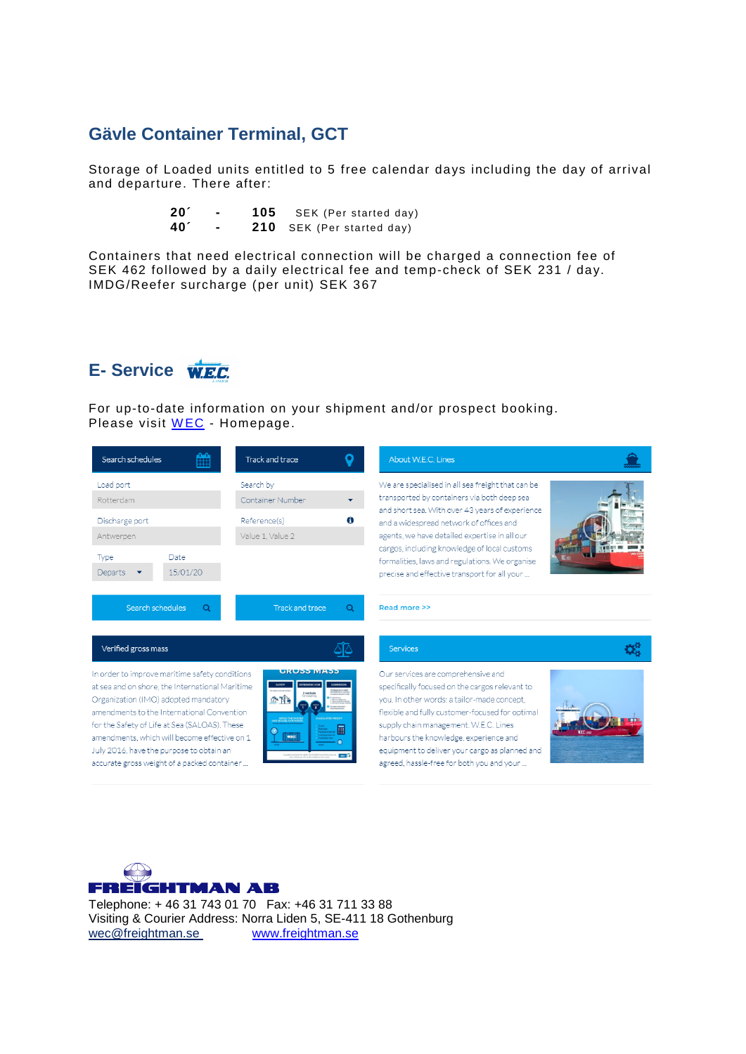## Gävle Container Terminal, GCT

Storage of Loaded units entitled to 5 free calendar days including the day of arrival and departure. There after:

| | | | |
|---|---|---|---|
| **20´** | **-** | **105** | SEK (Per started day) |
| **40´** | **-** | **210** | SEK (Per started day) |

Containers that need electrical connection will be charged a connection fee of SEK 462 followed by a daily electrical fee and temp-check of SEK 231 / day. IMDG/Reefer surcharge (per unit) SEK 367

## E- Service

For up-to-date information on your shipment and/or prospect booking. Please visit [WEC](WEC) - Homepage.

Search schedules

Load port
Rotterdam
Discharge port
Antwerpen
Type Date
Departs 15/01/20

Search schedules

Track and trace

Search by
Container Number
Reference(s)
Value 1, Value 2

Track and trace

About W.E.C. Lines

We are specialised in all sea freight that can be transported by containers via both deep sea and short sea. With over 43 years of experience and a widespread network of offices and agents, we have detailed expertise in all our cargos, including knowledge of local customs formalities, laws and regulations. We organise precise and effective transport for all your ...

Read more >>

Verified gross mass

In order to improve maritime safety conditions at sea and on shore, the International Maritime Organization (IMO) adopted mandatory amendments to the International Convention for the Safety of Life at Sea (SALOAS). These amendments, which will become effective on 1 July 2016, have the purpose to obtain an accurate gross weight of a packed container ...

Services

Our services are comprehensive and specifically focused on the cargos relevant to you. In other words: a tailor-made concept, flexible and fully customer-focused for optimal supply chain management. W.E.C. Lines harbours the knowledge, experience and equipment to deliver your cargo as planned and agreed, hassle-free for both you and your ...

**FREIGHTMAN AB**

Telephone: + 46 31 743 01 70 Fax: +46 31 711 33 88
Visiting & Courier Address: Norra Liden 5, SE-411 18 Gothenburg
wec@freightman.se www.freightman.se